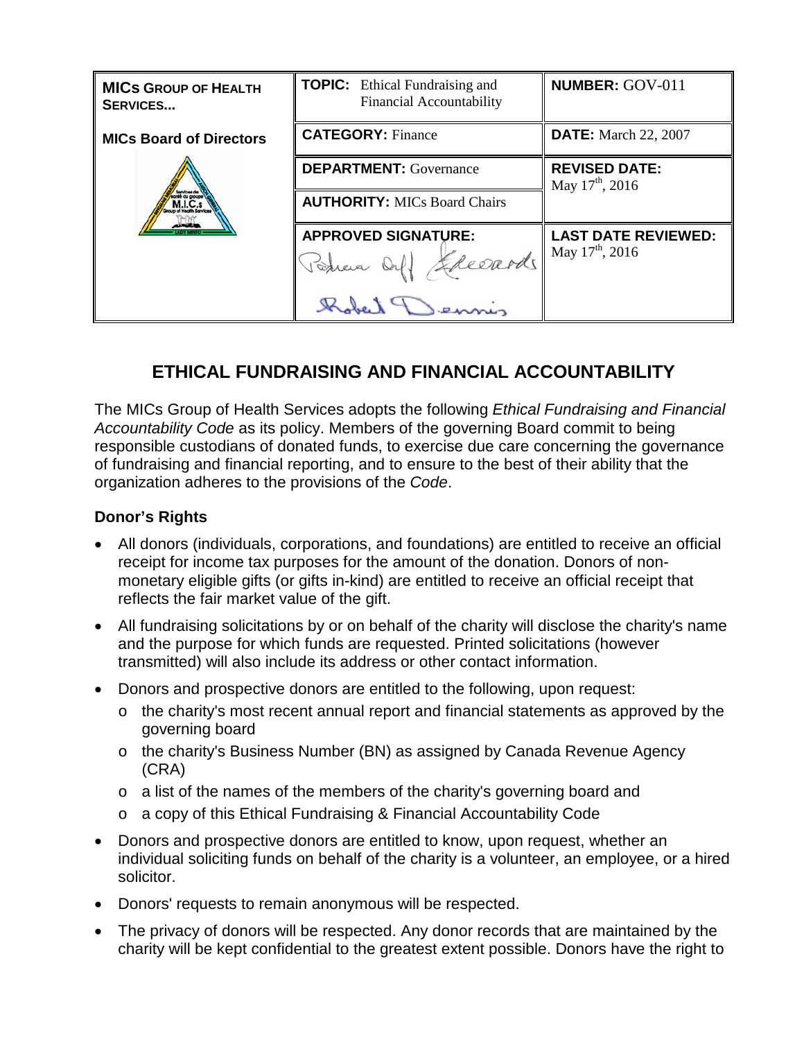| **MICs GROUP OF HEALTH SERVICES...** <br><br> **MICs Board of Directors** | **TOPIC:** Ethical Fundraising and Financial Accountability | **NUMBER:** GOV-011 |
|---|---|---|
| | **CATEGORY:** Finance | **DATE:** March 22, 2007 |
| | **DEPARTMENT:** Governance | **REVISED DATE:** May 17th, 2016 |
| | **AUTHORITY:** MICs Board Chairs | |
| | **APPROVED SIGNATURE:** | **LAST DATE REVIEWED:** May 17th, 2016 |

# ETHICAL FUNDRAISING AND FINANCIAL ACCOUNTABILITY

The MICs Group of Health Services adopts the following *Ethical Fundraising and Financial Accountability Code* as its policy. Members of the governing Board commit to being responsible custodians of donated funds, to exercise due care concerning the governance of fundraising and financial reporting, and to ensure to the best of their ability that the organization adheres to the provisions of the *Code*.

### Donor's Rights

- All donors (individuals, corporations, and foundations) are entitled to receive an official receipt for income tax purposes for the amount of the donation. Donors of non-monetary eligible gifts (or gifts in-kind) are entitled to receive an official receipt that reflects the fair market value of the gift.
- All fundraising solicitations by or on behalf of the charity will disclose the charity's name and the purpose for which funds are requested. Printed solicitations (however transmitted) will also include its address or other contact information.
- Donors and prospective donors are entitled to the following, upon request:
  - the charity's most recent annual report and financial statements as approved by the governing board
  - the charity's Business Number (BN) as assigned by Canada Revenue Agency (CRA)
  - a list of the names of the members of the charity's governing board and
  - a copy of this Ethical Fundraising & Financial Accountability Code
- Donors and prospective donors are entitled to know, upon request, whether an individual soliciting funds on behalf of the charity is a volunteer, an employee, or a hired solicitor.
- Donors' requests to remain anonymous will be respected.
- The privacy of donors will be respected. Any donor records that are maintained by the charity will be kept confidential to the greatest extent possible. Donors have the right to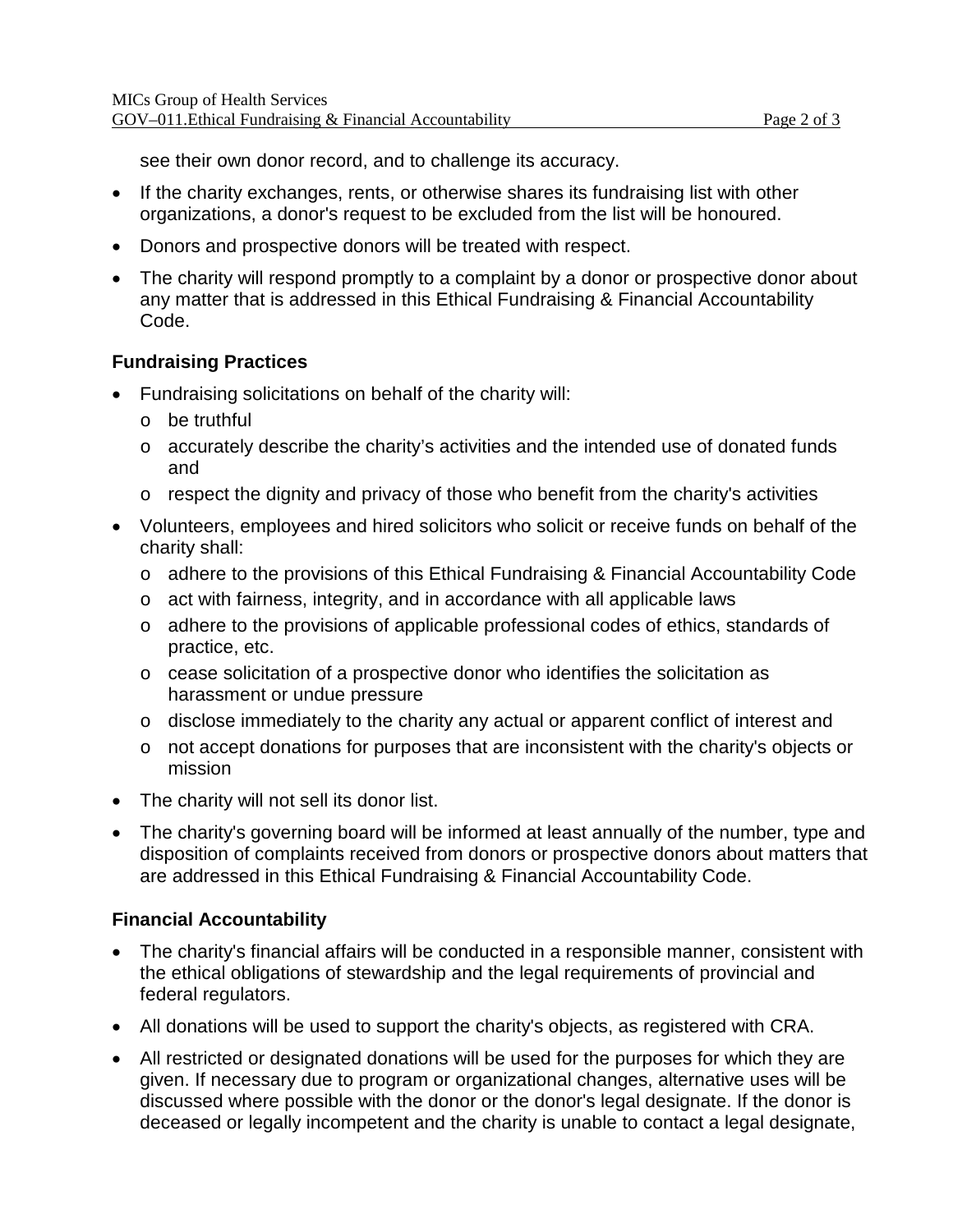see their own donor record, and to challenge its accuracy.

- If the charity exchanges, rents, or otherwise shares its fundraising list with other organizations, a donor's request to be excluded from the list will be honoured.
- Donors and prospective donors will be treated with respect.
- The charity will respond promptly to a complaint by a donor or prospective donor about any matter that is addressed in this Ethical Fundraising & Financial Accountability Code.

### Fundraising Practices

- Fundraising solicitations on behalf of the charity will:
  - be truthful
  - accurately describe the charity's activities and the intended use of donated funds and
  - respect the dignity and privacy of those who benefit from the charity's activities
- Volunteers, employees and hired solicitors who solicit or receive funds on behalf of the charity shall:
  - adhere to the provisions of this Ethical Fundraising & Financial Accountability Code
  - act with fairness, integrity, and in accordance with all applicable laws
  - adhere to the provisions of applicable professional codes of ethics, standards of practice, etc.
  - cease solicitation of a prospective donor who identifies the solicitation as harassment or undue pressure
  - disclose immediately to the charity any actual or apparent conflict of interest and
  - not accept donations for purposes that are inconsistent with the charity's objects or mission
- The charity will not sell its donor list.
- The charity's governing board will be informed at least annually of the number, type and disposition of complaints received from donors or prospective donors about matters that are addressed in this Ethical Fundraising & Financial Accountability Code.

### Financial Accountability

- The charity's financial affairs will be conducted in a responsible manner, consistent with the ethical obligations of stewardship and the legal requirements of provincial and federal regulators.
- All donations will be used to support the charity's objects, as registered with CRA.
- All restricted or designated donations will be used for the purposes for which they are given. If necessary due to program or organizational changes, alternative uses will be discussed where possible with the donor or the donor's legal designate. If the donor is deceased or legally incompetent and the charity is unable to contact a legal designate,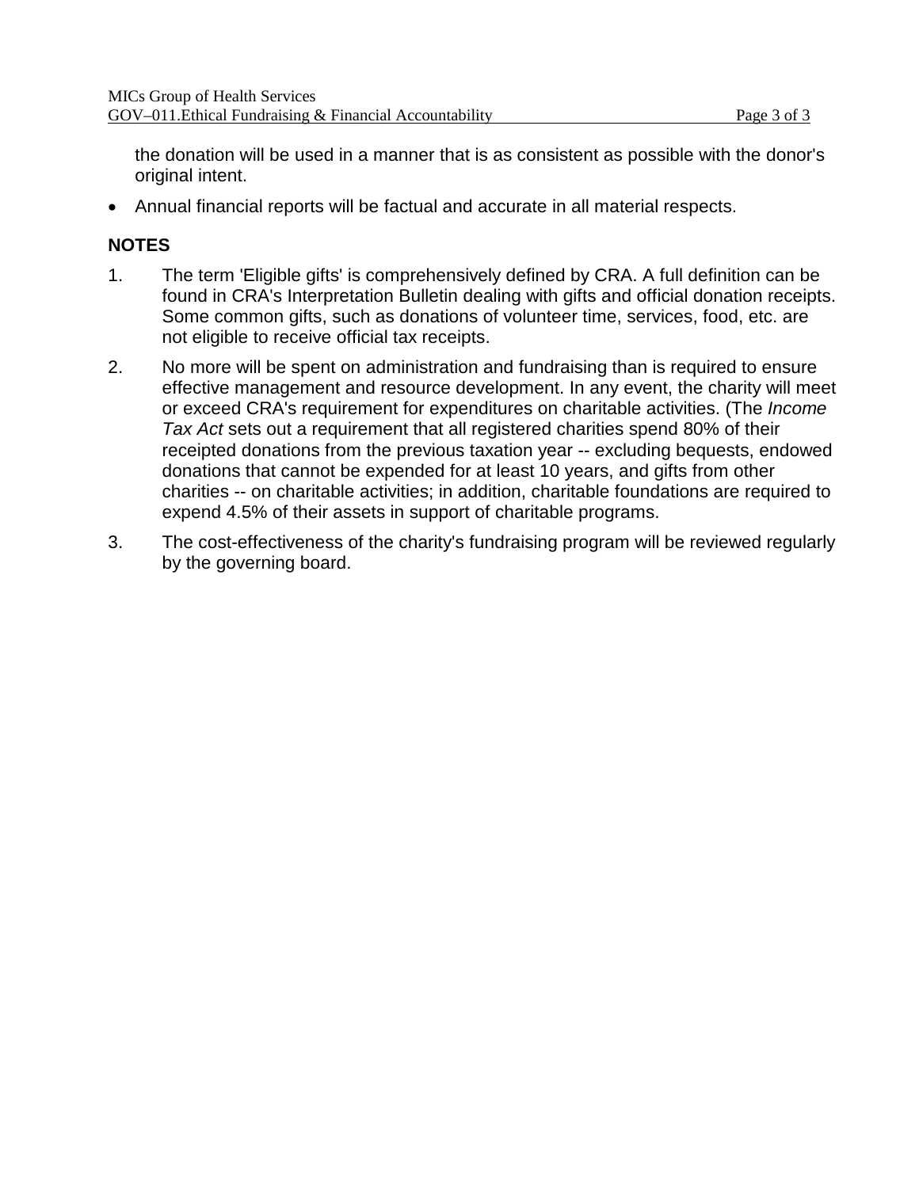the donation will be used in a manner that is as consistent as possible with the donor's original intent.

- Annual financial reports will be factual and accurate in all material respects.

## NOTES

1. The term 'Eligible gifts' is comprehensively defined by CRA. A full definition can be found in CRA's Interpretation Bulletin dealing with gifts and official donation receipts. Some common gifts, such as donations of volunteer time, services, food, etc. are not eligible to receive official tax receipts.

2. No more will be spent on administration and fundraising than is required to ensure effective management and resource development. In any event, the charity will meet or exceed CRA's requirement for expenditures on charitable activities. (The *Income Tax Act* sets out a requirement that all registered charities spend 80% of their receipted donations from the previous taxation year -- excluding bequests, endowed donations that cannot be expended for at least 10 years, and gifts from other charities -- on charitable activities; in addition, charitable foundations are required to expend 4.5% of their assets in support of charitable programs.

3. The cost-effectiveness of the charity's fundraising program will be reviewed regularly by the governing board.